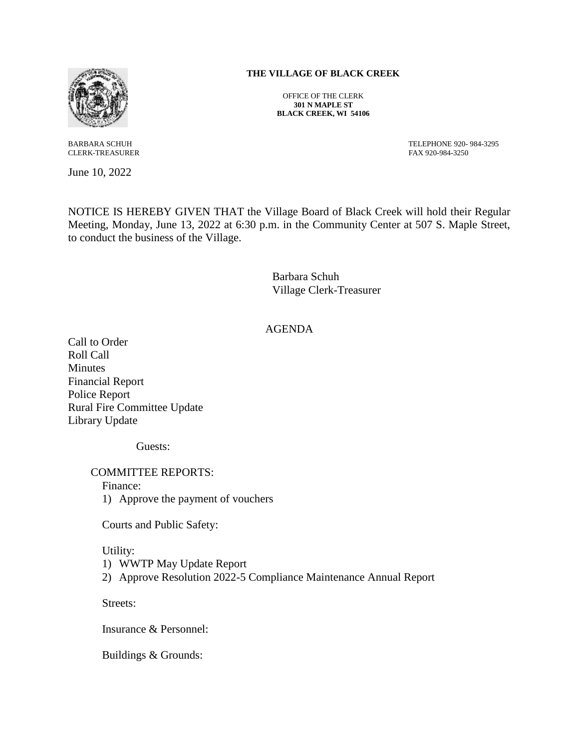**THE VILLAGE OF BLACK CREEK**

OFFICE OF THE CLERK
**301 N MAPLE ST**
**BLACK CREEK, WI 54106**

BARBARA SCHUH
CLERK-TREASURER

TELEPHONE 920- 984-3295
FAX 920-984-3250

June 10, 2022

NOTICE IS HEREBY GIVEN THAT the Village Board of Black Creek will hold their Regular Meeting, Monday, June 13, 2022 at 6:30 p.m. in the Community Center at 507 S. Maple Street, to conduct the business of the Village.

Barbara Schuh
Village Clerk-Treasurer

AGENDA

Call to Order
Roll Call
Minutes
Financial Report
Police Report
Rural Fire Committee Update
Library Update

Guests:

COMMITTEE REPORTS:

Finance:

1) Approve the payment of vouchers

Courts and Public Safety:

Utility:

1) WWTP May Update Report
2) Approve Resolution 2022-5 Compliance Maintenance Annual Report

Streets:

Insurance & Personnel:

Buildings & Grounds: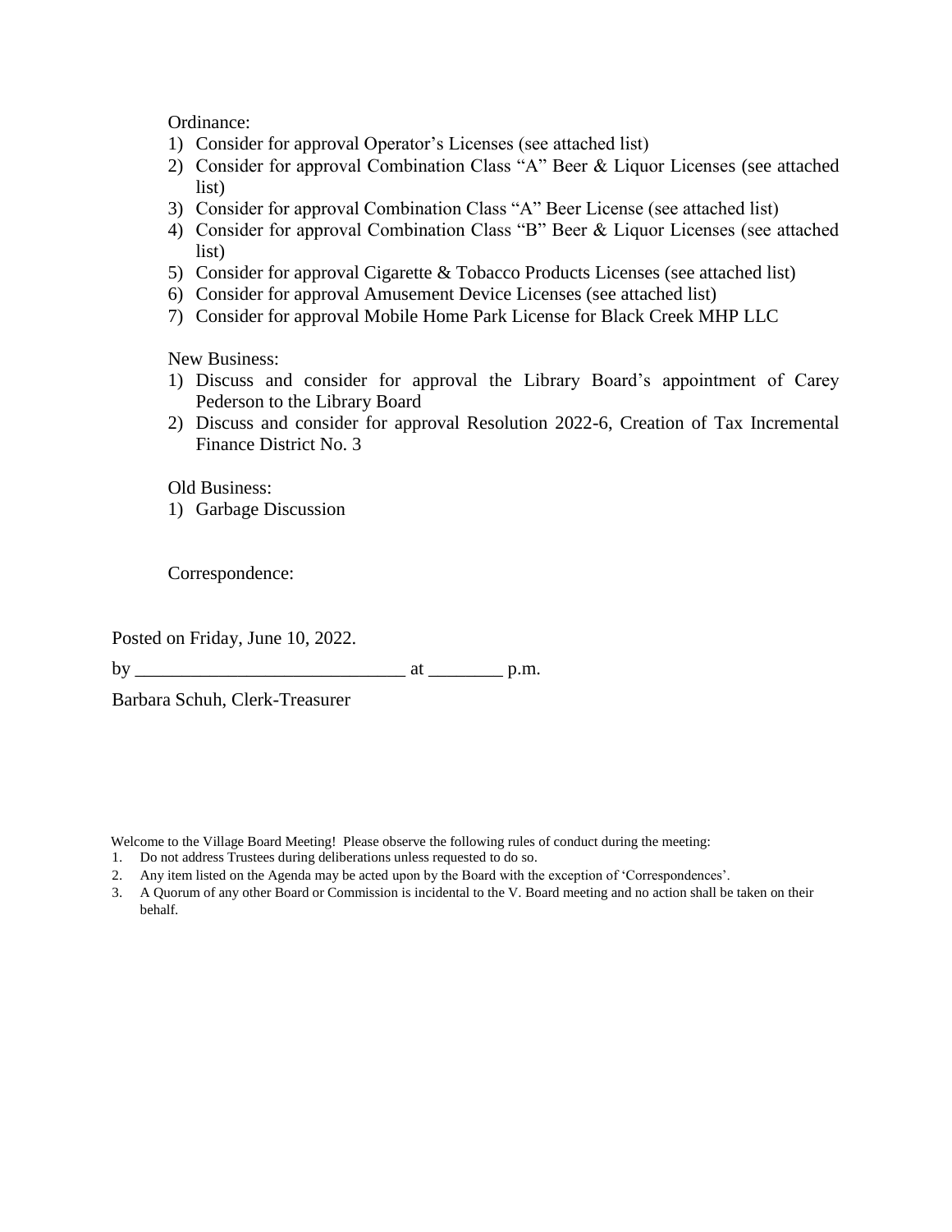Ordinance:

1) Consider for approval Operator's Licenses (see attached list)
2) Consider for approval Combination Class "A" Beer & Liquor Licenses (see attached list)
3) Consider for approval Combination Class "A" Beer License (see attached list)
4) Consider for approval Combination Class "B" Beer & Liquor Licenses (see attached list)
5) Consider for approval Cigarette & Tobacco Products Licenses (see attached list)
6) Consider for approval Amusement Device Licenses (see attached list)
7) Consider for approval Mobile Home Park License for Black Creek MHP LLC

New Business:

1) Discuss and consider for approval the Library Board's appointment of Carey Pederson to the Library Board
2) Discuss and consider for approval Resolution 2022-6, Creation of Tax Incremental Finance District No. 3

Old Business:

1) Garbage Discussion

Correspondence:

Posted on Friday, June 10, 2022.

by ____________________________ at ________ p.m.

Barbara Schuh, Clerk-Treasurer

Welcome to the Village Board Meeting! Please observe the following rules of conduct during the meeting:

1. Do not address Trustees during deliberations unless requested to do so.
2. Any item listed on the Agenda may be acted upon by the Board with the exception of 'Correspondences'.
3. A Quorum of any other Board or Commission is incidental to the V. Board meeting and no action shall be taken on their behalf.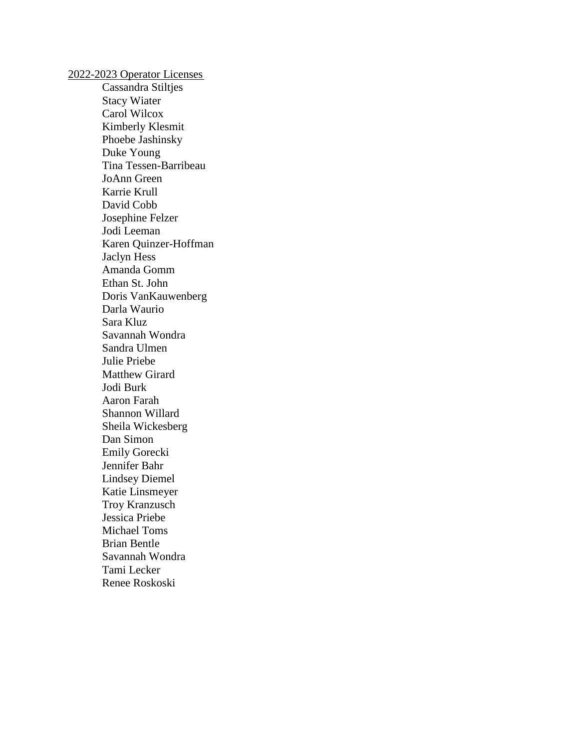2022-2023 Operator Licenses

- Cassandra Stiltjes
- Stacy Wiater
- Carol Wilcox
- Kimberly Klesmit
- Phoebe Jashinsky
- Duke Young
- Tina Tessen-Barribeau
- JoAnn Green
- Karrie Krull
- David Cobb
- Josephine Felzer
- Jodi Leeman
- Karen Quinzer-Hoffman
- Jaclyn Hess
- Amanda Gomm
- Ethan St. John
- Doris VanKauwenberg
- Darla Waurio
- Sara Kluz
- Savannah Wondra
- Sandra Ulmen
- Julie Priebe
- Matthew Girard
- Jodi Burk
- Aaron Farah
- Shannon Willard
- Sheila Wickesberg
- Dan Simon
- Emily Gorecki
- Jennifer Bahr
- Lindsey Diemel
- Katie Linsmeyer
- Troy Kranzusch
- Jessica Priebe
- Michael Toms
- Brian Bentle
- Savannah Wondra
- Tami Lecker
- Renee Roskoski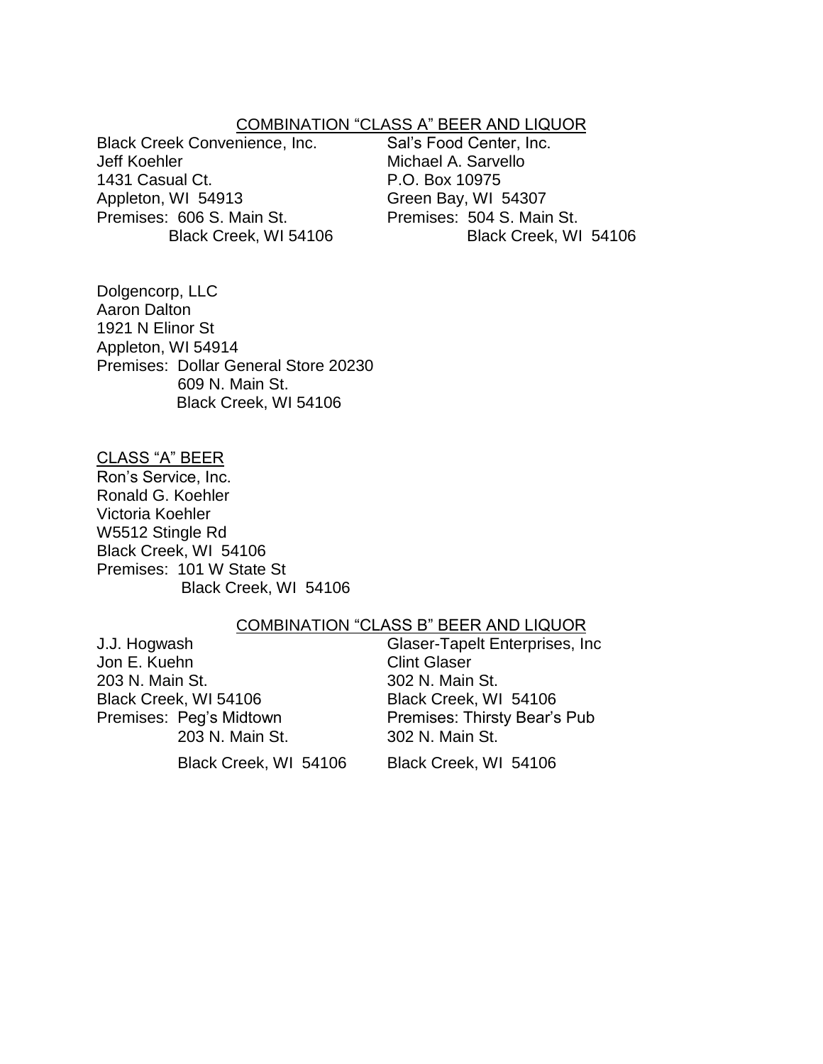## COMBINATION "CLASS A" BEER AND LIQUOR

Black Creek Convenience, Inc.
Jeff Koehler
1431 Casual Ct.
Appleton, WI 54913
Premises: 606 S. Main St.
Black Creek, WI 54106

Sal's Food Center, Inc.
Michael A. Sarvello
P.O. Box 10975
Green Bay, WI 54307
Premises: 504 S. Main St.
Black Creek, WI 54106

Dolgencorp, LLC
Aaron Dalton
1921 N Elinor St
Appleton, WI 54914
Premises: Dollar General Store 20230
609 N. Main St.
Black Creek, WI 54106

## CLASS "A" BEER

Ron's Service, Inc.
Ronald G. Koehler
Victoria Koehler
W5512 Stingle Rd
Black Creek, WI 54106
Premises: 101 W State St
Black Creek, WI 54106

## COMBINATION "CLASS B" BEER AND LIQUOR

J.J. Hogwash
Jon E. Kuehn
203 N. Main St.
Black Creek, WI 54106
Premises: Peg's Midtown
203 N. Main St.
Black Creek, WI 54106

Glaser-Tapelt Enterprises, Inc
Clint Glaser
302 N. Main St.
Black Creek, WI 54106
Premises: Thirsty Bear's Pub
302 N. Main St.
Black Creek, WI 54106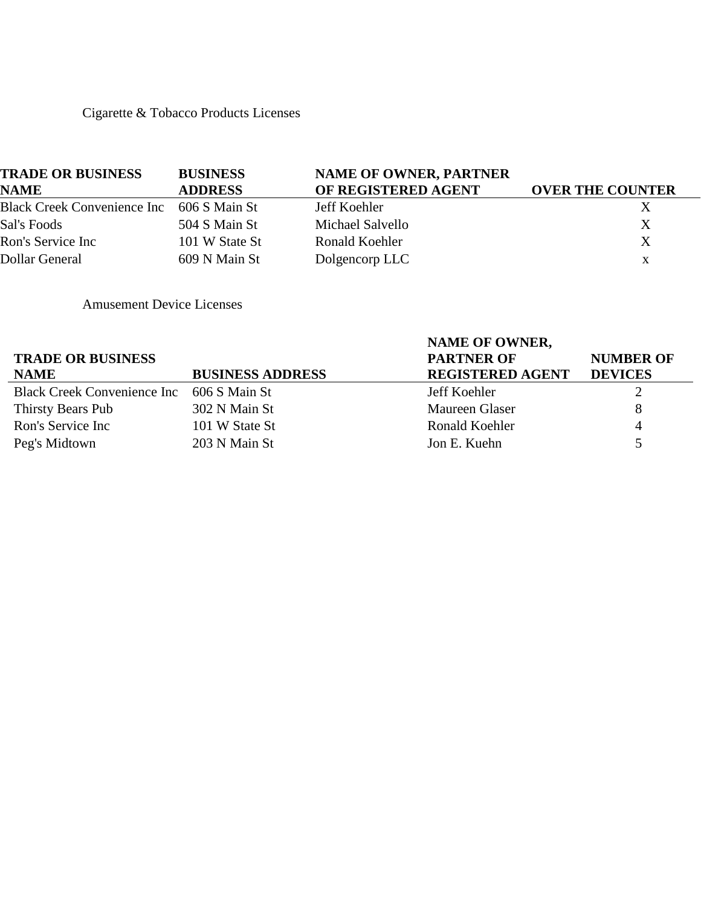Cigarette & Tobacco Products Licenses

| TRADE OR BUSINESS NAME | BUSINESS ADDRESS | NAME OF OWNER, PARTNER OF REGISTERED AGENT | OVER THE COUNTER |
|---|---|---|---|
| Black Creek Convenience Inc | 606 S Main St | Jeff Koehler | X |
| Sal's Foods | 504 S Main St | Michael Salvello | X |
| Ron's Service Inc | 101 W State St | Ronald Koehler | X |
| Dollar General | 609 N Main St | Dolgencorp LLC | x |

Amusement Device Licenses

| TRADE OR BUSINESS NAME | BUSINESS ADDRESS | NAME OF OWNER, PARTNER OF REGISTERED AGENT | NUMBER OF DEVICES |
|---|---|---|---|
| Black Creek Convenience Inc | 606 S Main St | Jeff Koehler | 2 |
| Thirsty Bears Pub | 302 N Main St | Maureen Glaser | 8 |
| Ron's Service Inc | 101 W State St | Ronald Koehler | 4 |
| Peg's Midtown | 203 N Main St | Jon E. Kuehn | 5 |